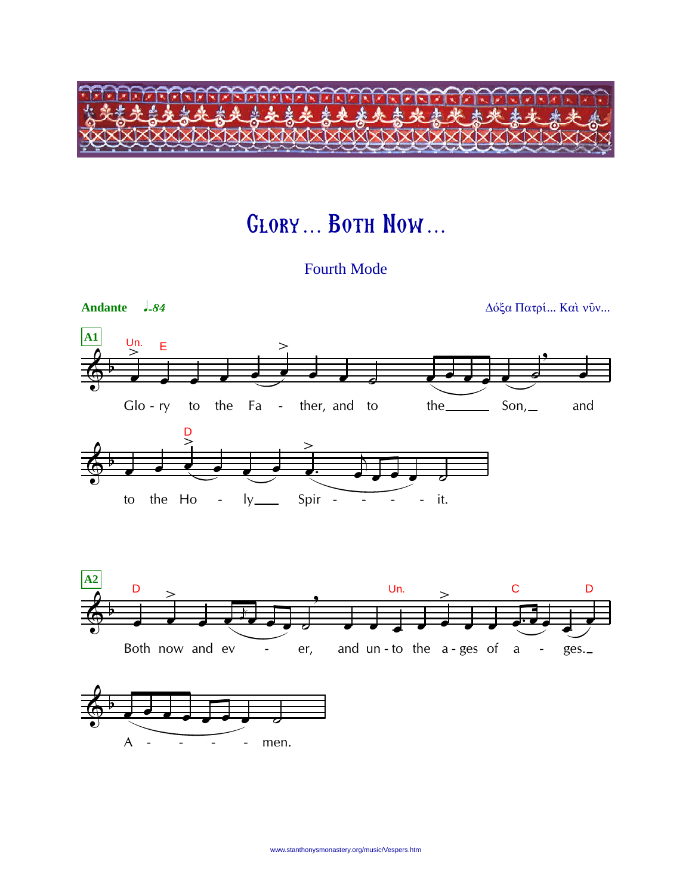# GLORY… BOTH NOW…

Fourth Mode

**Andante** ♩=84

Δόξα Πατρί... Καὶ νῦν...

**A1**

Glo - ry to the Fa - ther, and to the___ Son,_ and to the Ho - ly___ Spir - - - - it.

**A2**

Both now and ev - er, and un - to the a - ges of a - ges._ A - - - - - men.

www.stanthonysmonastery.org/music/Vespers.htm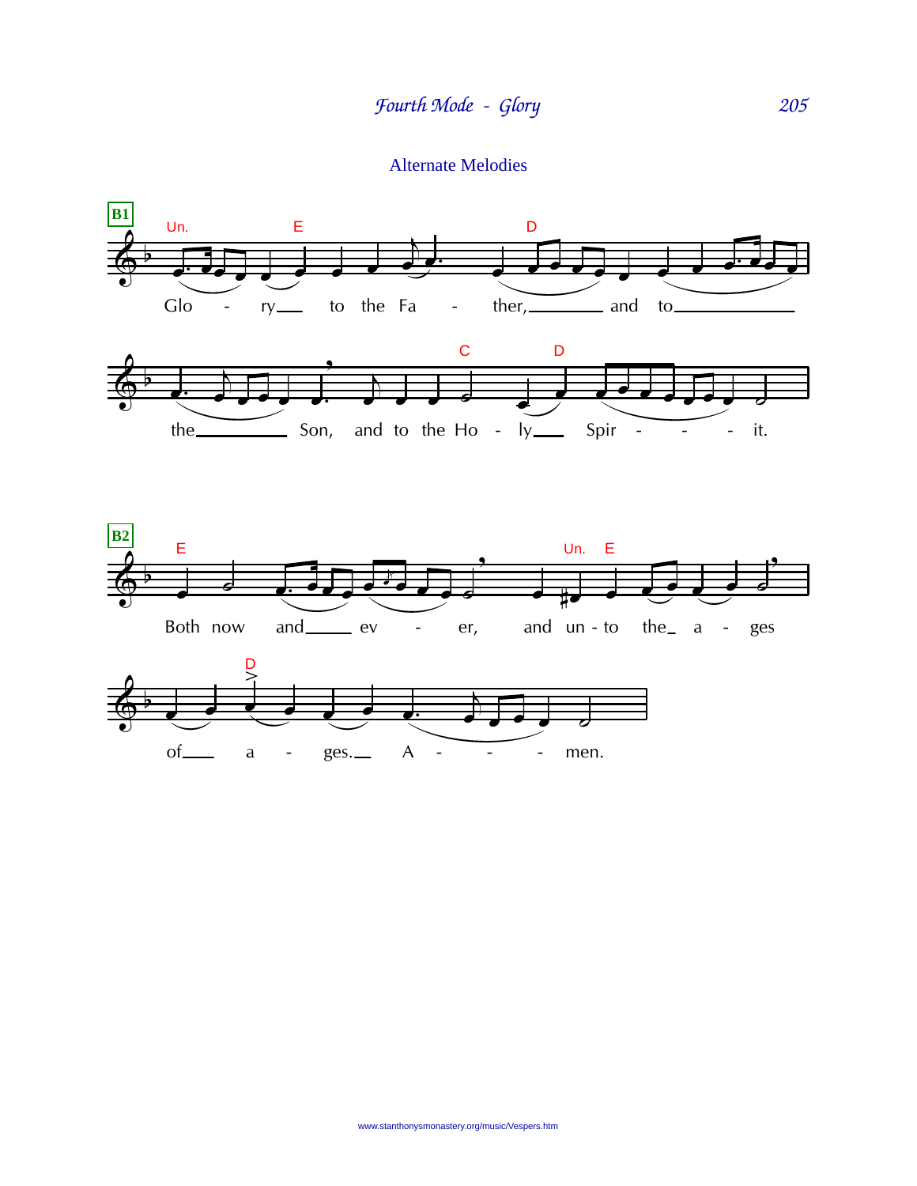## Alternate Melodies

**B1**

Glo - ry to the Fa - ther, and to the Son, and to the Ho - ly Spir - - - it.

**B2**

Both now and ev - er, and un - to the a - ges of a - ges. A - - - men.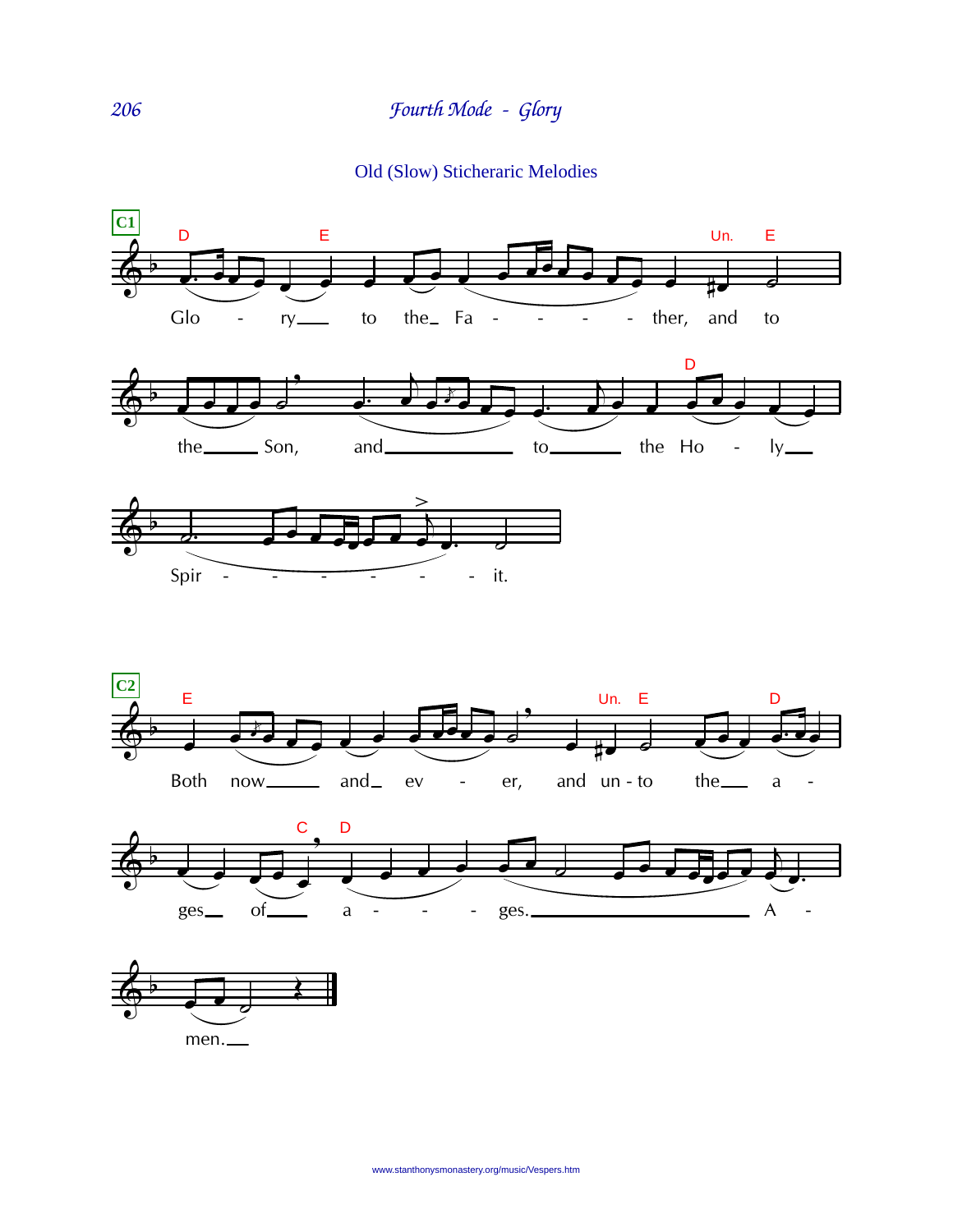## Fourth Mode - Glory

### Old (Slow) Sticheraric Melodies

**C1**

D E Un. E

Glo - ry to the Fa - - - - ther, and to

the Son, and to the Ho - ly

D

Spir - - - - - - it.

**C2**

E Un. E D

Both now and ev - er, and un - to the a -

C D

ges of a - - - ges. A -

men.